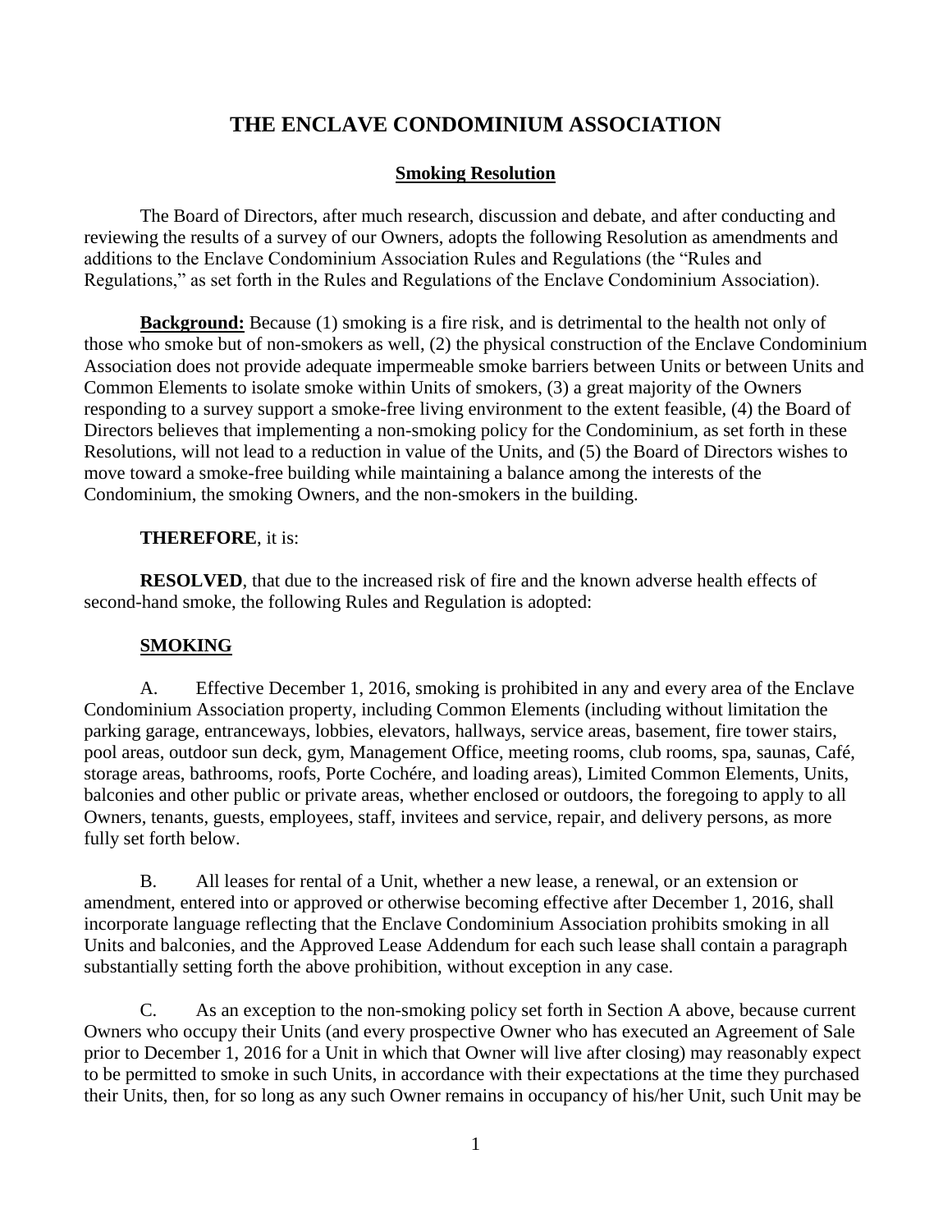# THE ENCLAVE CONDOMINIUM ASSOCIATION

## <u>Smoking Resolution</u>

The Board of Directors, after much research, discussion and debate, and after conducting and reviewing the results of a survey of our Owners, adopts the following Resolution as amendments and additions to the Enclave Condominium Association Rules and Regulations (the "Rules and Regulations," as set forth in the Rules and Regulations of the Enclave Condominium Association).

**<u>Background:</u>** Because (1) smoking is a fire risk, and is detrimental to the health not only of those who smoke but of non-smokers as well, (2) the physical construction of the Enclave Condominium Association does not provide adequate impermeable smoke barriers between Units or between Units and Common Elements to isolate smoke within Units of smokers, (3) a great majority of the Owners responding to a survey support a smoke-free living environment to the extent feasible, (4) the Board of Directors believes that implementing a non-smoking policy for the Condominium, as set forth in these Resolutions, will not lead to a reduction in value of the Units, and (5) the Board of Directors wishes to move toward a smoke-free building while maintaining a balance among the interests of the Condominium, the smoking Owners, and the non-smokers in the building.

**THEREFORE**, it is:

**RESOLVED**, that due to the increased risk of fire and the known adverse health effects of second-hand smoke, the following Rules and Regulation is adopted:

**<u>SMOKING</u>**

A. Effective December 1, 2016, smoking is prohibited in any and every area of the Enclave Condominium Association property, including Common Elements (including without limitation the parking garage, entranceways, lobbies, elevators, hallways, service areas, basement, fire tower stairs, pool areas, outdoor sun deck, gym, Management Office, meeting rooms, club rooms, spa, saunas, Café, storage areas, bathrooms, roofs, Porte Cochére, and loading areas), Limited Common Elements, Units, balconies and other public or private areas, whether enclosed or outdoors, the foregoing to apply to all Owners, tenants, guests, employees, staff, invitees and service, repair, and delivery persons, as more fully set forth below.

B. All leases for rental of a Unit, whether a new lease, a renewal, or an extension or amendment, entered into or approved or otherwise becoming effective after December 1, 2016, shall incorporate language reflecting that the Enclave Condominium Association prohibits smoking in all Units and balconies, and the Approved Lease Addendum for each such lease shall contain a paragraph substantially setting forth the above prohibition, without exception in any case.

C. As an exception to the non-smoking policy set forth in Section A above, because current Owners who occupy their Units (and every prospective Owner who has executed an Agreement of Sale prior to December 1, 2016 for a Unit in which that Owner will live after closing) may reasonably expect to be permitted to smoke in such Units, in accordance with their expectations at the time they purchased their Units, then, for so long as any such Owner remains in occupancy of his/her Unit, such Unit may be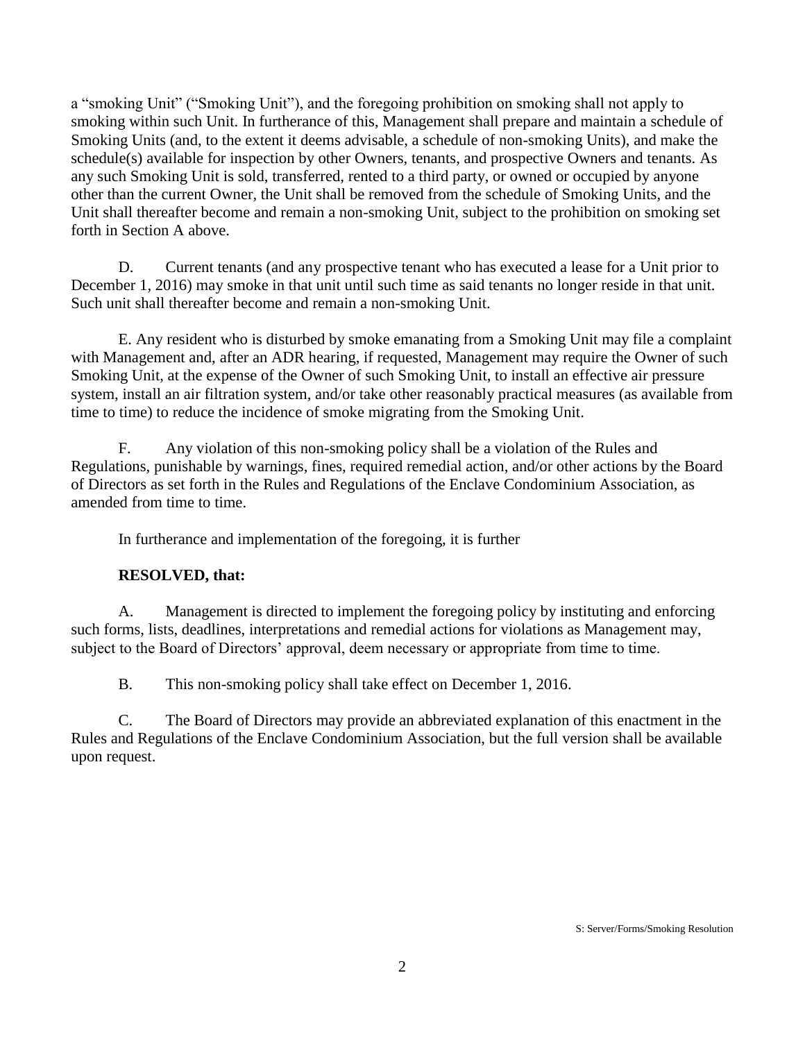a "smoking Unit" ("Smoking Unit"), and the foregoing prohibition on smoking shall not apply to smoking within such Unit. In furtherance of this, Management shall prepare and maintain a schedule of Smoking Units (and, to the extent it deems advisable, a schedule of non-smoking Units), and make the schedule(s) available for inspection by other Owners, tenants, and prospective Owners and tenants. As any such Smoking Unit is sold, transferred, rented to a third party, or owned or occupied by anyone other than the current Owner, the Unit shall be removed from the schedule of Smoking Units, and the Unit shall thereafter become and remain a non-smoking Unit, subject to the prohibition on smoking set forth in Section A above.

D. Current tenants (and any prospective tenant who has executed a lease for a Unit prior to December 1, 2016) may smoke in that unit until such time as said tenants no longer reside in that unit. Such unit shall thereafter become and remain a non-smoking Unit.

E. Any resident who is disturbed by smoke emanating from a Smoking Unit may file a complaint with Management and, after an ADR hearing, if requested, Management may require the Owner of such Smoking Unit, at the expense of the Owner of such Smoking Unit, to install an effective air pressure system, install an air filtration system, and/or take other reasonably practical measures (as available from time to time) to reduce the incidence of smoke migrating from the Smoking Unit.

F. Any violation of this non-smoking policy shall be a violation of the Rules and Regulations, punishable by warnings, fines, required remedial action, and/or other actions by the Board of Directors as set forth in the Rules and Regulations of the Enclave Condominium Association, as amended from time to time.

In furtherance and implementation of the foregoing, it is further

**RESOLVED, that:**

A. Management is directed to implement the foregoing policy by instituting and enforcing such forms, lists, deadlines, interpretations and remedial actions for violations as Management may, subject to the Board of Directors' approval, deem necessary or appropriate from time to time.

B. This non-smoking policy shall take effect on December 1, 2016.

C. The Board of Directors may provide an abbreviated explanation of this enactment in the Rules and Regulations of the Enclave Condominium Association, but the full version shall be available upon request.

S: Server/Forms/Smoking Resolution